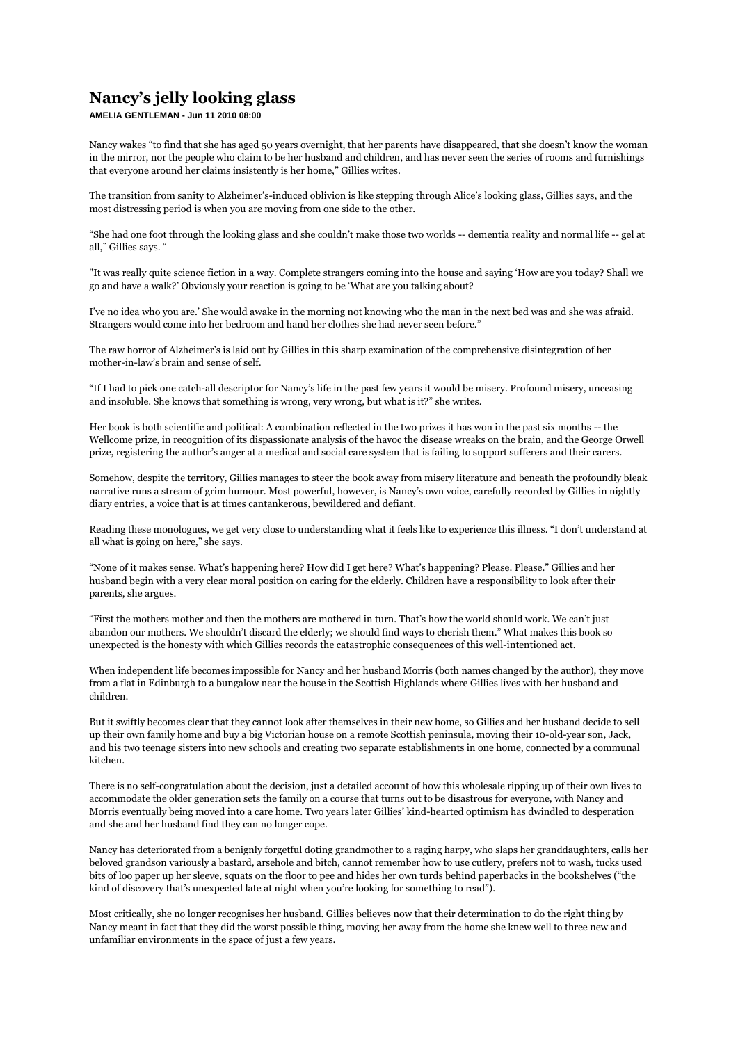# Nancy's jelly looking glass

**AMELIA GENTLEMAN - Jun 11 2010 08:00**

Nancy wakes "to find that she has aged 50 years overnight, that her parents have disappeared, that she doesn't know the woman in the mirror, nor the people who claim to be her husband and children, and has never seen the series of rooms and furnishings that everyone around her claims insistently is her home," Gillies writes.

The transition from sanity to Alzheimer's-induced oblivion is like stepping through Alice's looking glass, Gillies says, and the most distressing period is when you are moving from one side to the other.

"She had one foot through the looking glass and she couldn't make those two worlds -- dementia reality and normal life -- gel at all," Gillies says. "

"It was really quite science fiction in a way. Complete strangers coming into the house and saying 'How are you today? Shall we go and have a walk?' Obviously your reaction is going to be 'What are you talking about?

I've no idea who you are.' She would awake in the morning not knowing who the man in the next bed was and she was afraid. Strangers would come into her bedroom and hand her clothes she had never seen before."

The raw horror of Alzheimer's is laid out by Gillies in this sharp examination of the comprehensive disintegration of her mother-in-law's brain and sense of self.

"If I had to pick one catch-all descriptor for Nancy's life in the past few years it would be misery. Profound misery, unceasing and insoluble. She knows that something is wrong, very wrong, but what is it?" she writes.

Her book is both scientific and political: A combination reflected in the two prizes it has won in the past six months -- the Wellcome prize, in recognition of its dispassionate analysis of the havoc the disease wreaks on the brain, and the George Orwell prize, registering the author's anger at a medical and social care system that is failing to support sufferers and their carers.

Somehow, despite the territory, Gillies manages to steer the book away from misery literature and beneath the profoundly bleak narrative runs a stream of grim humour. Most powerful, however, is Nancy's own voice, carefully recorded by Gillies in nightly diary entries, a voice that is at times cantankerous, bewildered and defiant.

Reading these monologues, we get very close to understanding what it feels like to experience this illness. "I don't understand at all what is going on here," she says.

"None of it makes sense. What's happening here? How did I get here? What's happening? Please. Please." Gillies and her husband begin with a very clear moral position on caring for the elderly. Children have a responsibility to look after their parents, she argues.

"First the mothers mother and then the mothers are mothered in turn. That's how the world should work. We can't just abandon our mothers. We shouldn't discard the elderly; we should find ways to cherish them." What makes this book so unexpected is the honesty with which Gillies records the catastrophic consequences of this well-intentioned act.

When independent life becomes impossible for Nancy and her husband Morris (both names changed by the author), they move from a flat in Edinburgh to a bungalow near the house in the Scottish Highlands where Gillies lives with her husband and children.

But it swiftly becomes clear that they cannot look after themselves in their new home, so Gillies and her husband decide to sell up their own family home and buy a big Victorian house on a remote Scottish peninsula, moving their 10-old-year son, Jack, and his two teenage sisters into new schools and creating two separate establishments in one home, connected by a communal kitchen.

There is no self-congratulation about the decision, just a detailed account of how this wholesale ripping up of their own lives to accommodate the older generation sets the family on a course that turns out to be disastrous for everyone, with Nancy and Morris eventually being moved into a care home. Two years later Gillies' kind-hearted optimism has dwindled to desperation and she and her husband find they can no longer cope.

Nancy has deteriorated from a benignly forgetful doting grandmother to a raging harpy, who slaps her granddaughters, calls her beloved grandson variously a bastard, arsehole and bitch, cannot remember how to use cutlery, prefers not to wash, tucks used bits of loo paper up her sleeve, squats on the floor to pee and hides her own turds behind paperbacks in the bookshelves ("the kind of discovery that's unexpected late at night when you're looking for something to read").

Most critically, she no longer recognises her husband. Gillies believes now that their determination to do the right thing by Nancy meant in fact that they did the worst possible thing, moving her away from the home she knew well to three new and unfamiliar environments in the space of just a few years.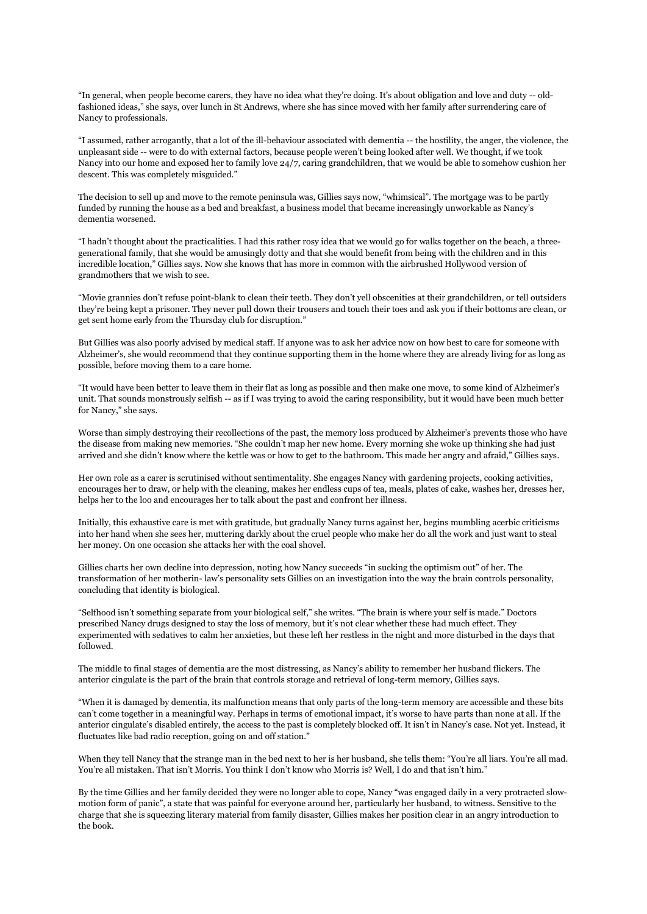"In general, when people become carers, they have no idea what they're doing. It's about obligation and love and duty -- old-fashioned ideas," she says, over lunch in St Andrews, where she has since moved with her family after surrendering care of Nancy to professionals.

"I assumed, rather arrogantly, that a lot of the ill-behaviour associated with dementia -- the hostility, the anger, the violence, the unpleasant side -- were to do with external factors, because people weren't being looked after well. We thought, if we took Nancy into our home and exposed her to family love 24/7, caring grandchildren, that we would be able to somehow cushion her descent. This was completely misguided."

The decision to sell up and move to the remote peninsula was, Gillies says now, "whimsical". The mortgage was to be partly funded by running the house as a bed and breakfast, a business model that became increasingly unworkable as Nancy's dementia worsened.

"I hadn't thought about the practicalities. I had this rather rosy idea that we would go for walks together on the beach, a three-generational family, that she would be amusingly dotty and that she would benefit from being with the children and in this incredible location," Gillies says. Now she knows that has more in common with the airbrushed Hollywood version of grandmothers that we wish to see.

"Movie grannies don't refuse point-blank to clean their teeth. They don't yell obscenities at their grandchildren, or tell outsiders they're being kept a prisoner. They never pull down their trousers and touch their toes and ask you if their bottoms are clean, or get sent home early from the Thursday club for disruption."

But Gillies was also poorly advised by medical staff. If anyone was to ask her advice now on how best to care for someone with Alzheimer's, she would recommend that they continue supporting them in the home where they are already living for as long as possible, before moving them to a care home.

"It would have been better to leave them in their flat as long as possible and then make one move, to some kind of Alzheimer's unit. That sounds monstrously selfish -- as if I was trying to avoid the caring responsibility, but it would have been much better for Nancy," she says.

Worse than simply destroying their recollections of the past, the memory loss produced by Alzheimer's prevents those who have the disease from making new memories. "She couldn't map her new home. Every morning she woke up thinking she had just arrived and she didn't know where the kettle was or how to get to the bathroom. This made her angry and afraid," Gillies says.

Her own role as a carer is scrutinised without sentimentality. She engages Nancy with gardening projects, cooking activities, encourages her to draw, or help with the cleaning, makes her endless cups of tea, meals, plates of cake, washes her, dresses her, helps her to the loo and encourages her to talk about the past and confront her illness.

Initially, this exhaustive care is met with gratitude, but gradually Nancy turns against her, begins mumbling acerbic criticisms into her hand when she sees her, muttering darkly about the cruel people who make her do all the work and just want to steal her money. On one occasion she attacks her with the coal shovel.

Gillies charts her own decline into depression, noting how Nancy succeeds "in sucking the optimism out" of her. The transformation of her motherin- law's personality sets Gillies on an investigation into the way the brain controls personality, concluding that identity is biological.

"Selfhood isn't something separate from your biological self," she writes. "The brain is where your self is made." Doctors prescribed Nancy drugs designed to stay the loss of memory, but it's not clear whether these had much effect. They experimented with sedatives to calm her anxieties, but these left her restless in the night and more disturbed in the days that followed.

The middle to final stages of dementia are the most distressing, as Nancy's ability to remember her husband flickers. The anterior cingulate is the part of the brain that controls storage and retrieval of long-term memory, Gillies says.

"When it is damaged by dementia, its malfunction means that only parts of the long-term memory are accessible and these bits can't come together in a meaningful way. Perhaps in terms of emotional impact, it's worse to have parts than none at all. If the anterior cingulate's disabled entirely, the access to the past is completely blocked off. It isn't in Nancy's case. Not yet. Instead, it fluctuates like bad radio reception, going on and off station."

When they tell Nancy that the strange man in the bed next to her is her husband, she tells them: "You're all liars. You're all mad. You're all mistaken. That isn't Morris. You think I don't know who Morris is? Well, I do and that isn't him."

By the time Gillies and her family decided they were no longer able to cope, Nancy "was engaged daily in a very protracted slow-motion form of panic", a state that was painful for everyone around her, particularly her husband, to witness. Sensitive to the charge that she is squeezing literary material from family disaster, Gillies makes her position clear in an angry introduction to the book.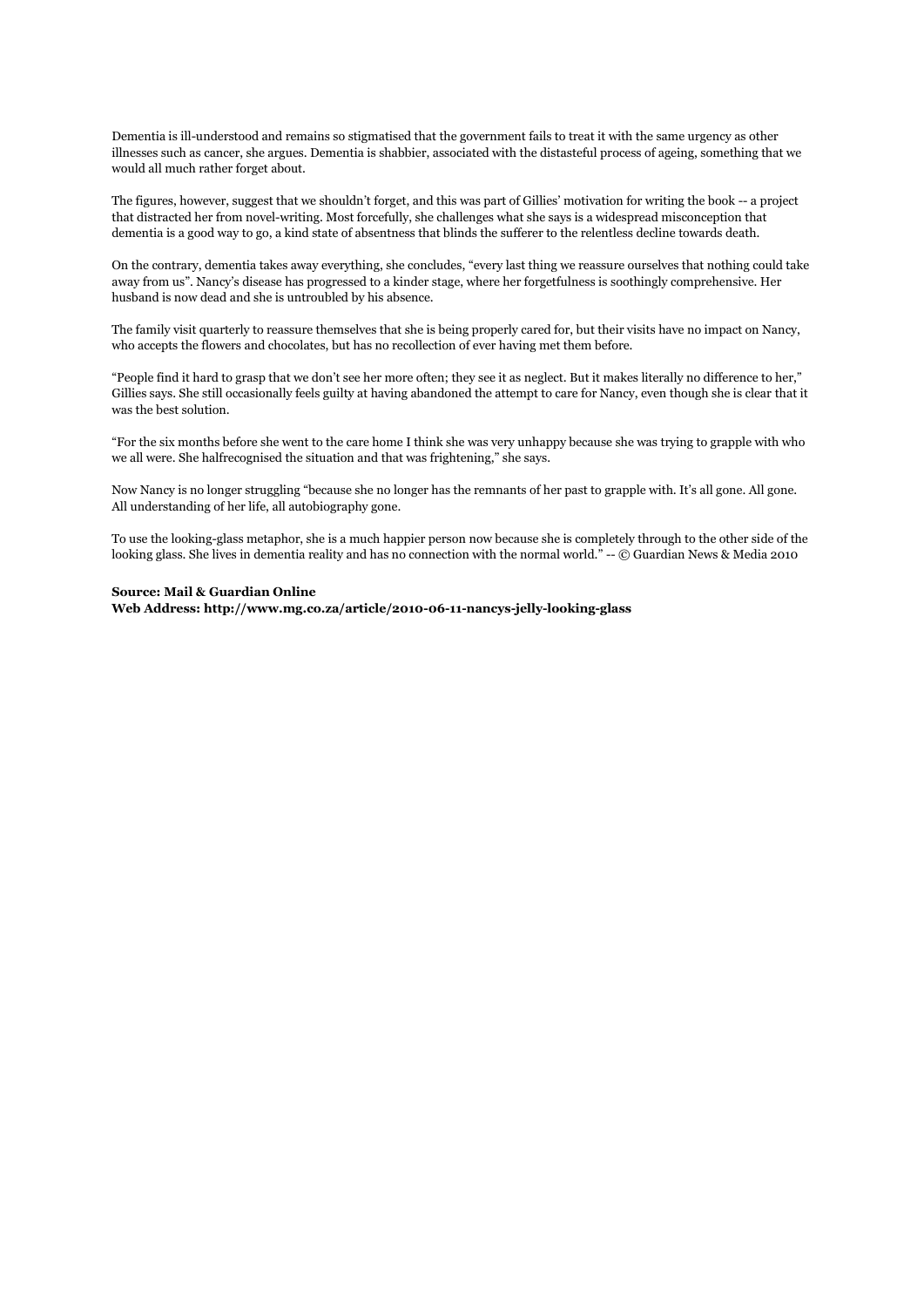Dementia is ill-understood and remains so stigmatised that the government fails to treat it with the same urgency as other illnesses such as cancer, she argues. Dementia is shabbier, associated with the distasteful process of ageing, something that we would all much rather forget about.

The figures, however, suggest that we shouldn't forget, and this was part of Gillies' motivation for writing the book -- a project that distracted her from novel-writing. Most forcefully, she challenges what she says is a widespread misconception that dementia is a good way to go, a kind state of absentness that blinds the sufferer to the relentless decline towards death.

On the contrary, dementia takes away everything, she concludes, "every last thing we reassure ourselves that nothing could take away from us". Nancy's disease has progressed to a kinder stage, where her forgetfulness is soothingly comprehensive. Her husband is now dead and she is untroubled by his absence.

The family visit quarterly to reassure themselves that she is being properly cared for, but their visits have no impact on Nancy, who accepts the flowers and chocolates, but has no recollection of ever having met them before.

"People find it hard to grasp that we don't see her more often; they see it as neglect. But it makes literally no difference to her," Gillies says. She still occasionally feels guilty at having abandoned the attempt to care for Nancy, even though she is clear that it was the best solution.

"For the six months before she went to the care home I think she was very unhappy because she was trying to grapple with who we all were. She halfrecognised the situation and that was frightening," she says.

Now Nancy is no longer struggling "because she no longer has the remnants of her past to grapple with. It's all gone. All gone. All understanding of her life, all autobiography gone.

To use the looking-glass metaphor, she is a much happier person now because she is completely through to the other side of the looking glass. She lives in dementia reality and has no connection with the normal world." -- © Guardian News & Media 2010

**Source: Mail & Guardian Online**
**Web Address: http://www.mg.co.za/article/2010-06-11-nancys-jelly-looking-glass**